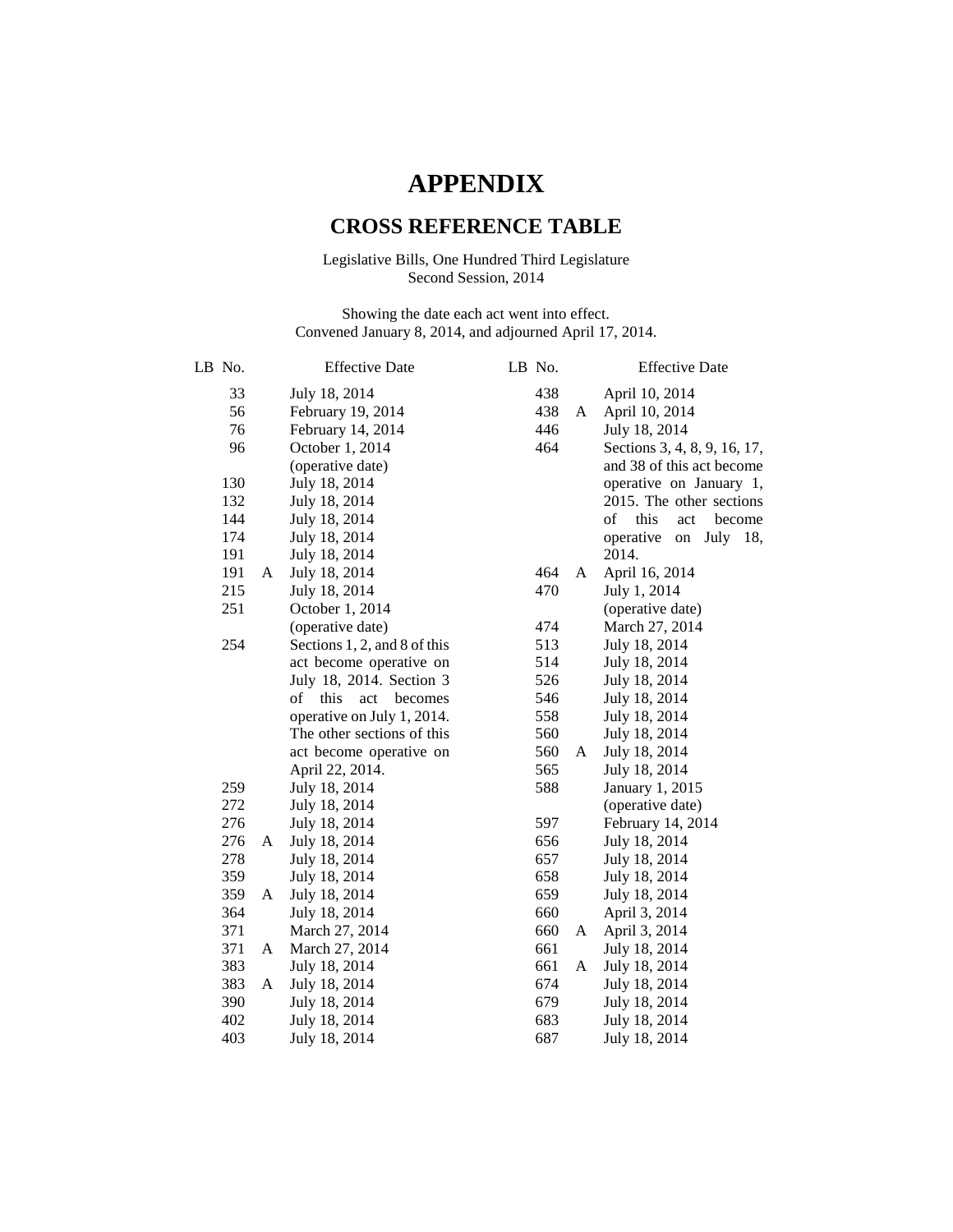# APPENDIX

## CROSS REFERENCE TABLE

Legislative Bills, One Hundred Third Legislature
Second Session, 2014

Showing the date each act went into effect.
Convened January 8, 2014, and adjourned April 17, 2014.

| LB No. | | Effective Date |
|---|---|---|
| 33 | | July 18, 2014 |
| 56 | | February 19, 2014 |
| 76 | | February 14, 2014 |
| 96 | | October 1, 2014 (operative date) |
| 130 | | July 18, 2014 |
| 132 | | July 18, 2014 |
| 144 | | July 18, 2014 |
| 174 | | July 18, 2014 |
| 191 | | July 18, 2014 |
| 191 | A | July 18, 2014 |
| 215 | | July 18, 2014 |
| 251 | | October 1, 2014 (operative date) |
| 254 | | Sections 1, 2, and 8 of this act become operative on July 18, 2014. Section 3 of this act becomes operative on July 1, 2014. The other sections of this act become operative on April 22, 2014. |
| 259 | | July 18, 2014 |
| 272 | | July 18, 2014 |
| 276 | | July 18, 2014 |
| 276 | A | July 18, 2014 |
| 278 | | July 18, 2014 |
| 359 | | July 18, 2014 |
| 359 | A | July 18, 2014 |
| 364 | | July 18, 2014 |
| 371 | | March 27, 2014 |
| 371 | A | March 27, 2014 |
| 383 | | July 18, 2014 |
| 383 | A | July 18, 2014 |
| 390 | | July 18, 2014 |
| 402 | | July 18, 2014 |
| 403 | | July 18, 2014 |
| 438 | | April 10, 2014 |
| 438 | A | April 10, 2014 |
| 446 | | July 18, 2014 |
| 464 | | Sections 3, 4, 8, 9, 16, 17, and 38 of this act become operative on January 1, 2015. The other sections of this act become operative on July 18, 2014. |
| 464 | A | April 16, 2014 |
| 470 | | July 1, 2014 (operative date) |
| 474 | | March 27, 2014 |
| 513 | | July 18, 2014 |
| 514 | | July 18, 2014 |
| 526 | | July 18, 2014 |
| 546 | | July 18, 2014 |
| 558 | | July 18, 2014 |
| 560 | | July 18, 2014 |
| 560 | A | July 18, 2014 |
| 565 | | July 18, 2014 |
| 588 | | January 1, 2015 (operative date) |
| 597 | | February 14, 2014 |
| 656 | | July 18, 2014 |
| 657 | | July 18, 2014 |
| 658 | | July 18, 2014 |
| 659 | | July 18, 2014 |
| 660 | | April 3, 2014 |
| 660 | A | April 3, 2014 |
| 661 | | July 18, 2014 |
| 661 | A | July 18, 2014 |
| 674 | | July 18, 2014 |
| 679 | | July 18, 2014 |
| 683 | | July 18, 2014 |
| 687 | | July 18, 2014 |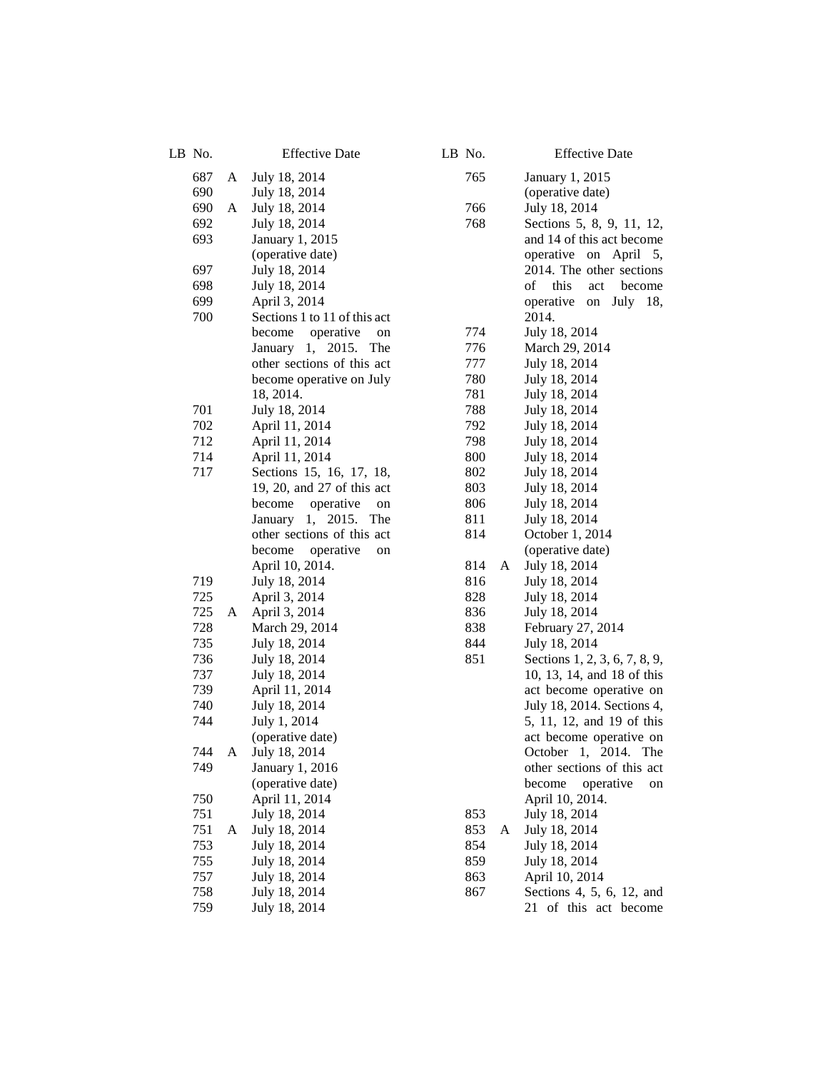| LB No. | | Effective Date |
|---|---|---|
| 687 | A | July 18, 2014 |
| 690 | | July 18, 2014 |
| 690 | A | July 18, 2014 |
| 692 | | July 18, 2014 |
| 693 | | January 1, 2015 (operative date) |
| 697 | | July 18, 2014 |
| 698 | | July 18, 2014 |
| 699 | | April 3, 2014 |
| 700 | | Sections 1 to 11 of this act become operative on January 1, 2015. The other sections of this act become operative on July 18, 2014. |
| 701 | | July 18, 2014 |
| 702 | | April 11, 2014 |
| 712 | | April 11, 2014 |
| 714 | | April 11, 2014 |
| 717 | | Sections 15, 16, 17, 18, 19, 20, and 27 of this act become operative on January 1, 2015. The other sections of this act become operative on April 10, 2014. |
| 719 | | July 18, 2014 |
| 725 | | April 3, 2014 |
| 725 | A | April 3, 2014 |
| 728 | | March 29, 2014 |
| 735 | | July 18, 2014 |
| 736 | | July 18, 2014 |
| 737 | | July 18, 2014 |
| 739 | | April 11, 2014 |
| 740 | | July 18, 2014 |
| 744 | | July 1, 2014 (operative date) |
| 744 | A | July 18, 2014 |
| 749 | | January 1, 2016 (operative date) |
| 750 | | April 11, 2014 |
| 751 | | July 18, 2014 |
| 751 | A | July 18, 2014 |
| 753 | | July 18, 2014 |
| 755 | | July 18, 2014 |
| 757 | | July 18, 2014 |
| 758 | | July 18, 2014 |
| 759 | | July 18, 2014 |
| 765 | | January 1, 2015 (operative date) |
| 766 | | July 18, 2014 |
| 768 | | Sections 5, 8, 9, 11, 12, and 14 of this act become operative on April 5, 2014. The other sections of this act become operative on July 18, 2014. |
| 774 | | July 18, 2014 |
| 776 | | March 29, 2014 |
| 777 | | July 18, 2014 |
| 780 | | July 18, 2014 |
| 781 | | July 18, 2014 |
| 788 | | July 18, 2014 |
| 792 | | July 18, 2014 |
| 798 | | July 18, 2014 |
| 800 | | July 18, 2014 |
| 802 | | July 18, 2014 |
| 803 | | July 18, 2014 |
| 806 | | July 18, 2014 |
| 811 | | July 18, 2014 |
| 814 | | October 1, 2014 (operative date) |
| 814 | A | July 18, 2014 |
| 816 | | July 18, 2014 |
| 828 | | July 18, 2014 |
| 836 | | July 18, 2014 |
| 838 | | February 27, 2014 |
| 844 | | July 18, 2014 |
| 851 | | Sections 1, 2, 3, 6, 7, 8, 9, 10, 13, 14, and 18 of this act become operative on July 18, 2014. Sections 4, 5, 11, 12, and 19 of this act become operative on October 1, 2014. The other sections of this act become operative on April 10, 2014. |
| 853 | | July 18, 2014 |
| 853 | A | July 18, 2014 |
| 854 | | July 18, 2014 |
| 859 | | July 18, 2014 |
| 863 | | April 10, 2014 |
| 867 | | Sections 4, 5, 6, 12, and 21 of this act become |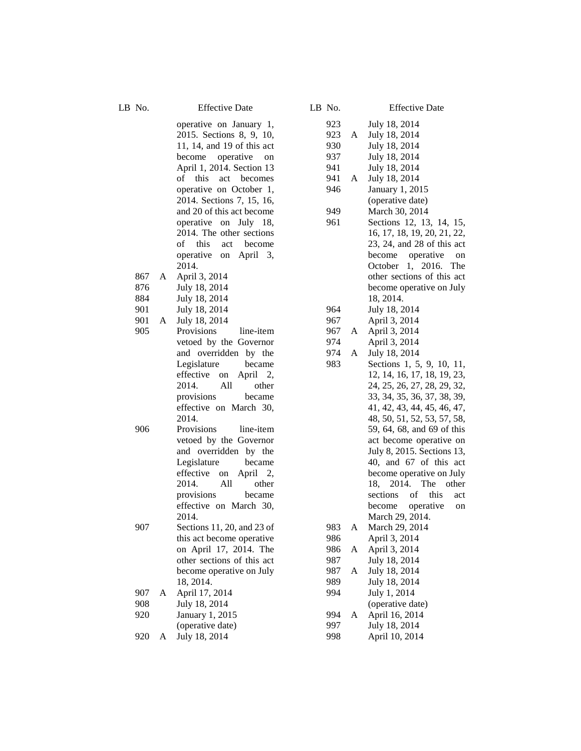| LB No. | | Effective Date |
|---|---|---|
| | | operative on January 1, 2015. Sections 8, 9, 10, 11, 14, and 19 of this act become operative on April 1, 2014. Section 13 of this act becomes operative on October 1, 2014. Sections 7, 15, 16, and 20 of this act become operative on July 18, 2014. The other sections of this act become operative on April 3, 2014. |
| 867 | A | April 3, 2014 |
| 876 | | July 18, 2014 |
| 884 | | July 18, 2014 |
| 901 | | July 18, 2014 |
| 901 | A | July 18, 2014 |
| 905 | | Provisions line-item vetoed by the Governor and overridden by the Legislature became effective on April 2, 2014. All other provisions became effective on March 30, 2014. |
| 906 | | Provisions line-item vetoed by the Governor and overridden by the Legislature became effective on April 2, 2014. All other provisions became effective on March 30, 2014. |
| 907 | | Sections 11, 20, and 23 of this act become operative on April 17, 2014. The other sections of this act become operative on July 18, 2014. |
| 907 | A | April 17, 2014 |
| 908 | | July 18, 2014 |
| 920 | | January 1, 2015 (operative date) |
| 920 | A | July 18, 2014 |
| 923 | | July 18, 2014 |
| 923 | A | July 18, 2014 |
| 930 | | July 18, 2014 |
| 937 | | July 18, 2014 |
| 941 | | July 18, 2014 |
| 941 | A | July 18, 2014 |
| 946 | | January 1, 2015 (operative date) |
| 949 | | March 30, 2014 |
| 961 | | Sections 12, 13, 14, 15, 16, 17, 18, 19, 20, 21, 22, 23, 24, and 28 of this act become operative on October 1, 2016. The other sections of this act become operative on July 18, 2014. |
| 964 | | July 18, 2014 |
| 967 | | April 3, 2014 |
| 967 | A | April 3, 2014 |
| 974 | | April 3, 2014 |
| 974 | A | July 18, 2014 |
| 983 | | Sections 1, 5, 9, 10, 11, 12, 14, 16, 17, 18, 19, 23, 24, 25, 26, 27, 28, 29, 32, 33, 34, 35, 36, 37, 38, 39, 41, 42, 43, 44, 45, 46, 47, 48, 50, 51, 52, 53, 57, 58, 59, 64, 68, and 69 of this act become operative on July 8, 2015. Sections 13, 40, and 67 of this act become operative on July 18, 2014. The other sections of this act become operative on March 29, 2014. |
| 983 | A | March 29, 2014 |
| 986 | | April 3, 2014 |
| 986 | A | April 3, 2014 |
| 987 | | July 18, 2014 |
| 987 | A | July 18, 2014 |
| 989 | | July 18, 2014 |
| 994 | | July 1, 2014 (operative date) |
| 994 | A | April 16, 2014 |
| 997 | | July 18, 2014 |
| 998 | | April 10, 2014 |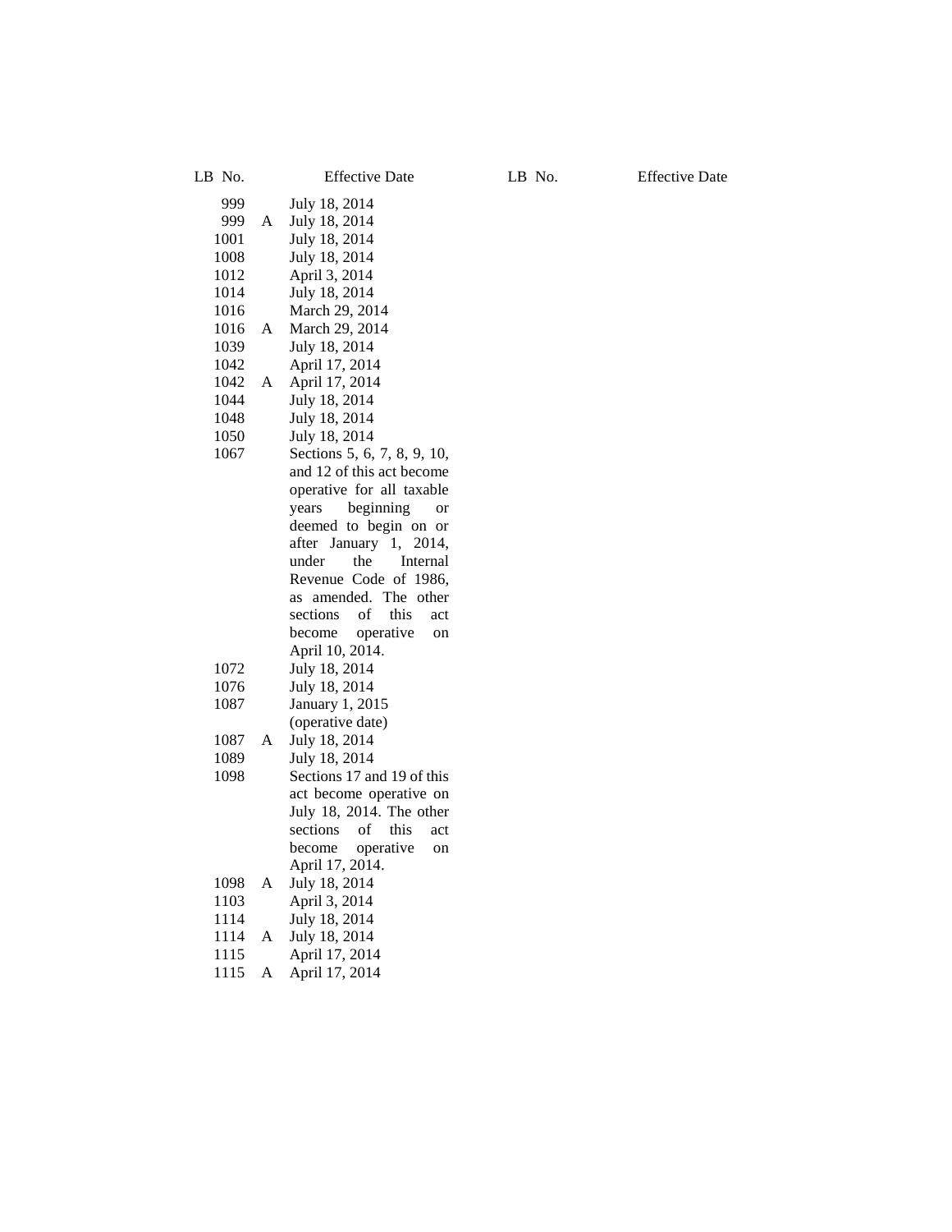| LB No. | | Effective Date | LB No. | | Effective Date |
|---|---|---|---|---|---|
| 999 | | July 18, 2014 | | | |
| 999 | A | July 18, 2014 | | | |
| 1001 | | July 18, 2014 | | | |
| 1008 | | July 18, 2014 | | | |
| 1012 | | April 3, 2014 | | | |
| 1014 | | July 18, 2014 | | | |
| 1016 | | March 29, 2014 | | | |
| 1016 | A | March 29, 2014 | | | |
| 1039 | | July 18, 2014 | | | |
| 1042 | | April 17, 2014 | | | |
| 1042 | A | April 17, 2014 | | | |
| 1044 | | July 18, 2014 | | | |
| 1048 | | July 18, 2014 | | | |
| 1050 | | July 18, 2014 | | | |
| 1067 | | Sections 5, 6, 7, 8, 9, 10, and 12 of this act become operative for all taxable years beginning or deemed to begin on or after January 1, 2014, under the Internal Revenue Code of 1986, as amended. The other sections of this act become operative on April 10, 2014. | | | |
| 1072 | | July 18, 2014 | | | |
| 1076 | | July 18, 2014 | | | |
| 1087 | | January 1, 2015 (operative date) | | | |
| 1087 | A | July 18, 2014 | | | |
| 1089 | | July 18, 2014 | | | |
| 1098 | | Sections 17 and 19 of this act become operative on July 18, 2014. The other sections of this act become operative on April 17, 2014. | | | |
| 1098 | A | July 18, 2014 | | | |
| 1103 | | April 3, 2014 | | | |
| 1114 | | July 18, 2014 | | | |
| 1114 | A | July 18, 2014 | | | |
| 1115 | | April 17, 2014 | | | |
| 1115 | A | April 17, 2014 | | | |